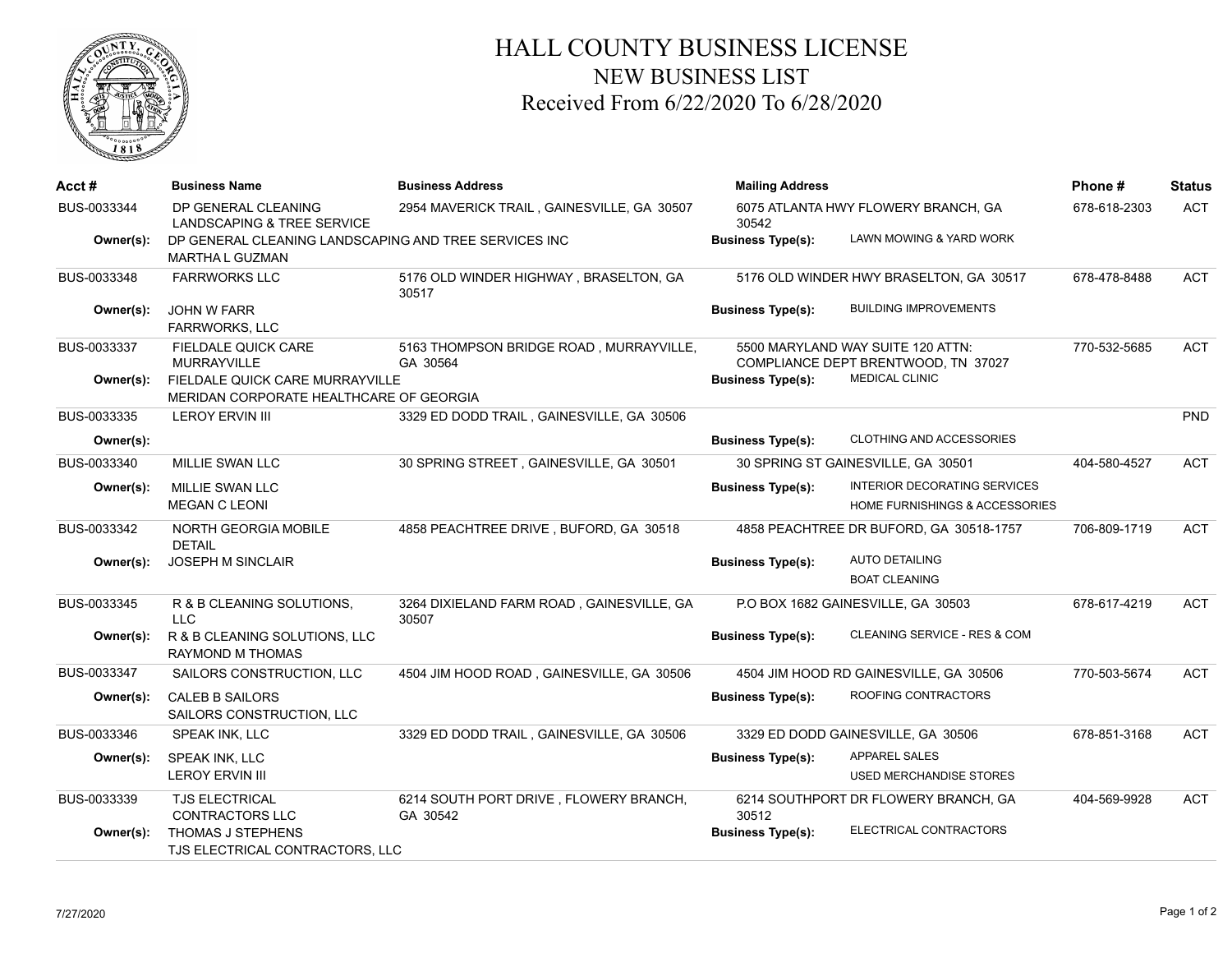# HALL COUNTY BUSINESS LICENSE
## NEW BUSINESS LIST
### Received From 6/22/2020 To 6/28/2020

| Acct # | Business Name | Business Address | Mailing Address | Phone # | Status |
|---|---|---|---|---|---|
| BUS-0033344 | DP GENERAL CLEANING LANDSCAPING & TREE SERVICE | 2954 MAVERICK TRAIL , GAINESVILLE, GA 30507 | 6075 ATLANTA HWY FLOWERY BRANCH, GA 30542 | 678-618-2303 | ACT |
| Owner(s): | DP GENERAL CLEANING LANDSCAPING AND TREE SERVICES INC<br>MARTHA L GUZMAN | | Business Type(s): LAWN MOWING & YARD WORK | | |
| BUS-0033348 | FARRWORKS LLC | 5176 OLD WINDER HIGHWAY , BRASELTON, GA 30517 | 5176 OLD WINDER HWY BRASELTON, GA 30517 | 678-478-8488 | ACT |
| Owner(s): | JOHN W FARR<br>FARRWORKS, LLC | | Business Type(s): BUILDING IMPROVEMENTS | | |
| BUS-0033337 | FIELDALE QUICK CARE MURRAYVILLE | 5163 THOMPSON BRIDGE ROAD , MURRAYVILLE, GA 30564 | 5500 MARYLAND WAY SUITE 120 ATTN: COMPLIANCE DEPT BRENTWOOD, TN 37027 | 770-532-5685 | ACT |
| Owner(s): | FIELDALE QUICK CARE MURRAYVILLE<br>MERIDAN CORPORATE HEALTHCARE OF GEORGIA | | Business Type(s): MEDICAL CLINIC | | |
| BUS-0033335 | LEROY ERVIN III | 3329 ED DODD TRAIL , GAINESVILLE, GA 30506 | | | PND |
| Owner(s): | | | Business Type(s): CLOTHING AND ACCESSORIES | | |
| BUS-0033340 | MILLIE SWAN LLC | 30 SPRING STREET , GAINESVILLE, GA 30501 | 30 SPRING ST GAINESVILLE, GA 30501 | 404-580-4527 | ACT |
| Owner(s): | MILLIE SWAN LLC<br>MEGAN C LEONI | | Business Type(s): INTERIOR DECORATING SERVICES<br>HOME FURNISHINGS & ACCESSORIES | | |
| BUS-0033342 | NORTH GEORGIA MOBILE DETAIL | 4858 PEACHTREE DRIVE , BUFORD, GA 30518 | 4858 PEACHTREE DR BUFORD, GA 30518-1757 | 706-809-1719 | ACT |
| Owner(s): | JOSEPH M SINCLAIR | | Business Type(s): AUTO DETAILING<br>BOAT CLEANING | | |
| BUS-0033345 | R & B CLEANING SOLUTIONS, LLC | 3264 DIXIELAND FARM ROAD , GAINESVILLE, GA 30507 | P.O BOX 1682 GAINESVILLE, GA 30503 | 678-617-4219 | ACT |
| Owner(s): | R & B CLEANING SOLUTIONS, LLC<br>RAYMOND M THOMAS | | Business Type(s): CLEANING SERVICE - RES & COM | | |
| BUS-0033347 | SAILORS CONSTRUCTION, LLC | 4504 JIM HOOD ROAD , GAINESVILLE, GA 30506 | 4504 JIM HOOD RD GAINESVILLE, GA 30506 | 770-503-5674 | ACT |
| Owner(s): | CALEB B SAILORS<br>SAILORS CONSTRUCTION, LLC | | Business Type(s): ROOFING CONTRACTORS | | |
| BUS-0033346 | SPEAK INK, LLC | 3329 ED DODD TRAIL , GAINESVILLE, GA 30506 | 3329 ED DODD GAINESVILLE, GA 30506 | 678-851-3168 | ACT |
| Owner(s): | SPEAK INK, LLC<br>LEROY ERVIN III | | Business Type(s): APPAREL SALES<br>USED MERCHANDISE STORES | | |
| BUS-0033339 | TJS ELECTRICAL CONTRACTORS LLC | 6214 SOUTH PORT DRIVE , FLOWERY BRANCH, GA 30542 | 6214 SOUTHPORT DR FLOWERY BRANCH, GA 30512 | 404-569-9928 | ACT |
| Owner(s): | THOMAS J STEPHENS<br>TJS ELECTRICAL CONTRACTORS, LLC | | Business Type(s): ELECTRICAL CONTRACTORS | | |

7/27/2020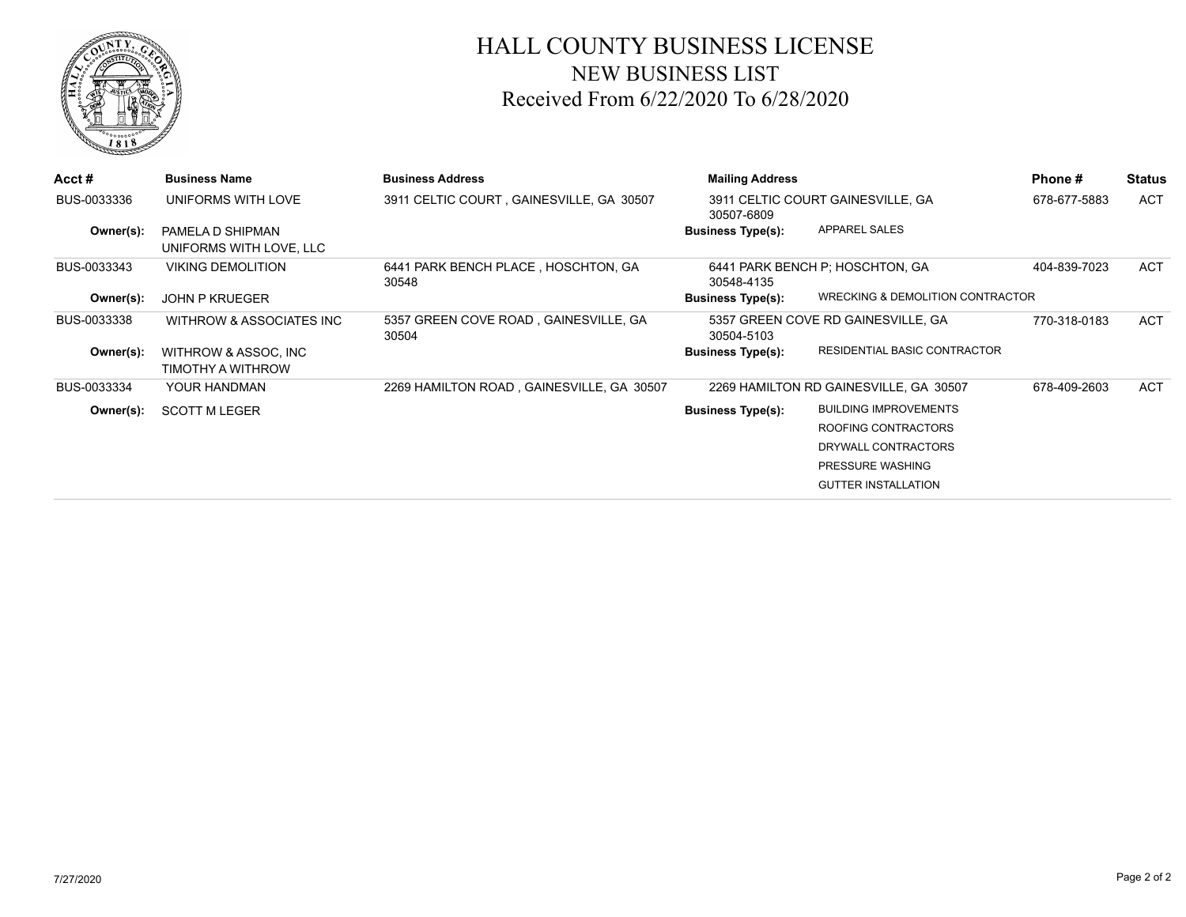# HALL COUNTY BUSINESS LICENSE
## NEW BUSINESS LIST
## Received From 6/22/2020 To 6/28/2020

| Acct # | Business Name | Business Address | Mailing Address | | Phone # | Status |
|---|---|---|---|---|---|---|
| BUS-0033336 | UNIFORMS WITH LOVE | 3911 CELTIC COURT , GAINESVILLE, GA 30507 | 3911 CELTIC COURT GAINESVILLE, GA 30507-6809 | | 678-677-5883 | ACT |
| **Owner(s):** | PAMELA D SHIPMAN<br>UNIFORMS WITH LOVE, LLC | | **Business Type(s):** | APPAREL SALES | | |
| BUS-0033343 | VIKING DEMOLITION | 6441 PARK BENCH PLACE , HOSCHTON, GA 30548 | 6441 PARK BENCH P; HOSCHTON, GA 30548-4135 | | 404-839-7023 | ACT |
| **Owner(s):** | JOHN P KRUEGER | | **Business Type(s):** | WRECKING & DEMOLITION CONTRACTOR | | |
| BUS-0033338 | WITHROW & ASSOCIATES INC | 5357 GREEN COVE ROAD , GAINESVILLE, GA 30504 | 5357 GREEN COVE RD GAINESVILLE, GA 30504-5103 | | 770-318-0183 | ACT |
| **Owner(s):** | WITHROW & ASSOC, INC<br>TIMOTHY A WITHROW | | **Business Type(s):** | RESIDENTIAL BASIC CONTRACTOR | | |
| BUS-0033334 | YOUR HANDMAN | 2269 HAMILTON ROAD , GAINESVILLE, GA 30507 | 2269 HAMILTON RD GAINESVILLE, GA 30507 | | 678-409-2603 | ACT |
| **Owner(s):** | SCOTT M LEGER | | **Business Type(s):** | BUILDING IMPROVEMENTS<br>ROOFING CONTRACTORS<br>DRYWALL CONTRACTORS<br>PRESSURE WASHING<br>GUTTER INSTALLATION | | |

7/27/2020